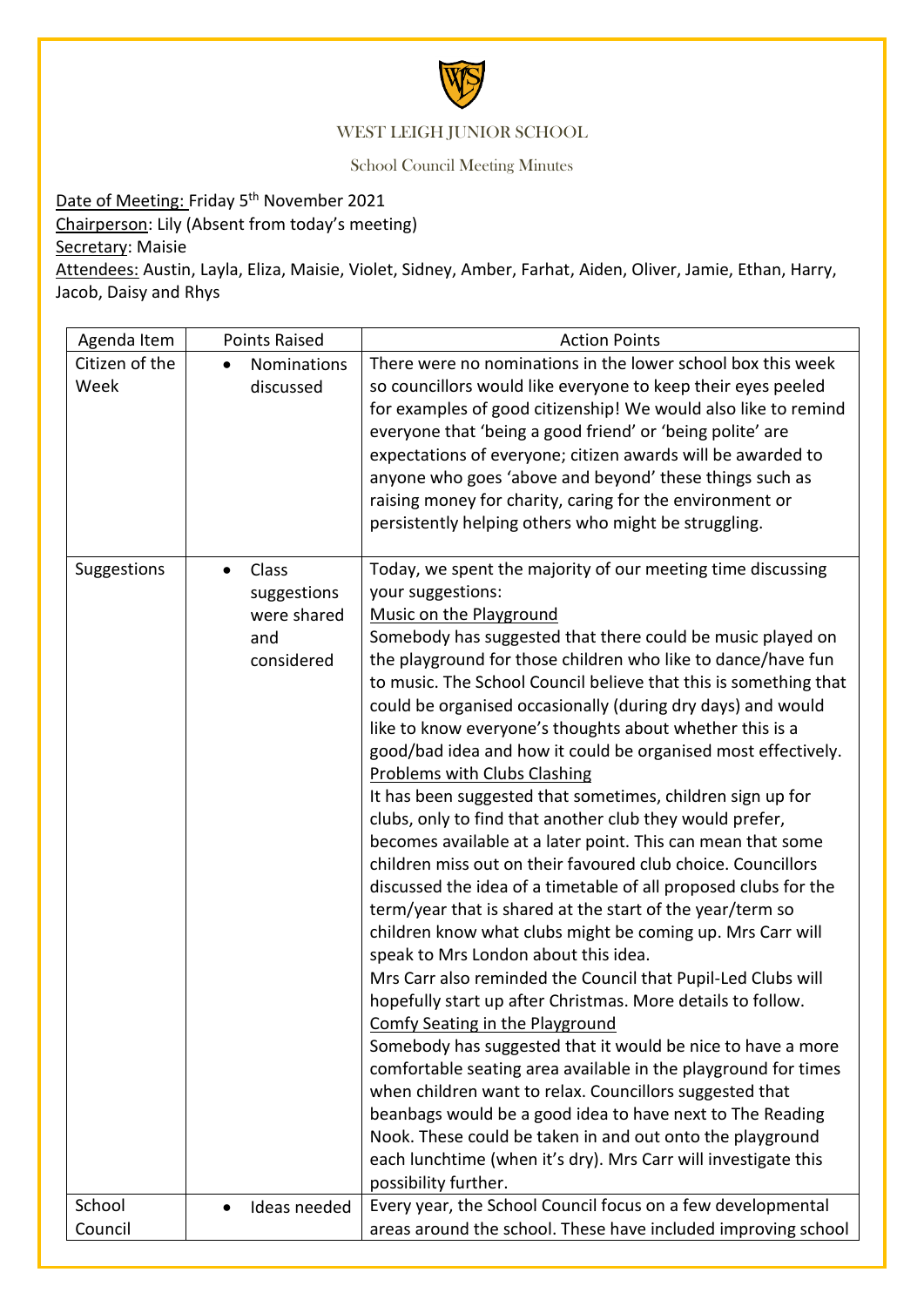# WEST LEIGH JUNIOR SCHOOL

School Council Meeting Minutes

Date of Meeting: Friday 5th November 2021
Chairperson: Lily (Absent from today's meeting)
Secretary: Maisie
Attendees: Austin, Layla, Eliza, Maisie, Violet, Sidney, Amber, Farhat, Aiden, Oliver, Jamie, Ethan, Harry, Jacob, Daisy and Rhys

| Agenda Item | Points Raised | Action Points |
|---|---|---|
| Citizen of the Week | • Nominations discussed | There were no nominations in the lower school box this week so councillors would like everyone to keep their eyes peeled for examples of good citizenship! We would also like to remind everyone that 'being a good friend' or 'being polite' are expectations of everyone; citizen awards will be awarded to anyone who goes 'above and beyond' these things such as raising money for charity, caring for the environment or persistently helping others who might be struggling. |
| Suggestions | • Class suggestions were shared and considered | Today, we spent the majority of our meeting time discussing your suggestions:<br>Music on the Playground<br>Somebody has suggested that there could be music played on the playground for those children who like to dance/have fun to music. The School Council believe that this is something that could be organised occasionally (during dry days) and would like to know everyone's thoughts about whether this is a good/bad idea and how it could be organised most effectively.<br>Problems with Clubs Clashing<br>It has been suggested that sometimes, children sign up for clubs, only to find that another club they would prefer, becomes available at a later point. This can mean that some children miss out on their favoured club choice. Councillors discussed the idea of a timetable of all proposed clubs for the term/year that is shared at the start of the year/term so children know what clubs might be coming up. Mrs Carr will speak to Mrs London about this idea.<br>Mrs Carr also reminded the Council that Pupil-Led Clubs will hopefully start up after Christmas. More details to follow.<br>Comfy Seating in the Playground<br>Somebody has suggested that it would be nice to have a more comfortable seating area available in the playground for times when children want to relax. Councillors suggested that beanbags would be a good idea to have next to The Reading Nook. These could be taken in and out onto the playground each lunchtime (when it's dry). Mrs Carr will investigate this possibility further. |
| School Council | • Ideas needed | Every year, the School Council focus on a few developmental areas around the school. These have included improving school |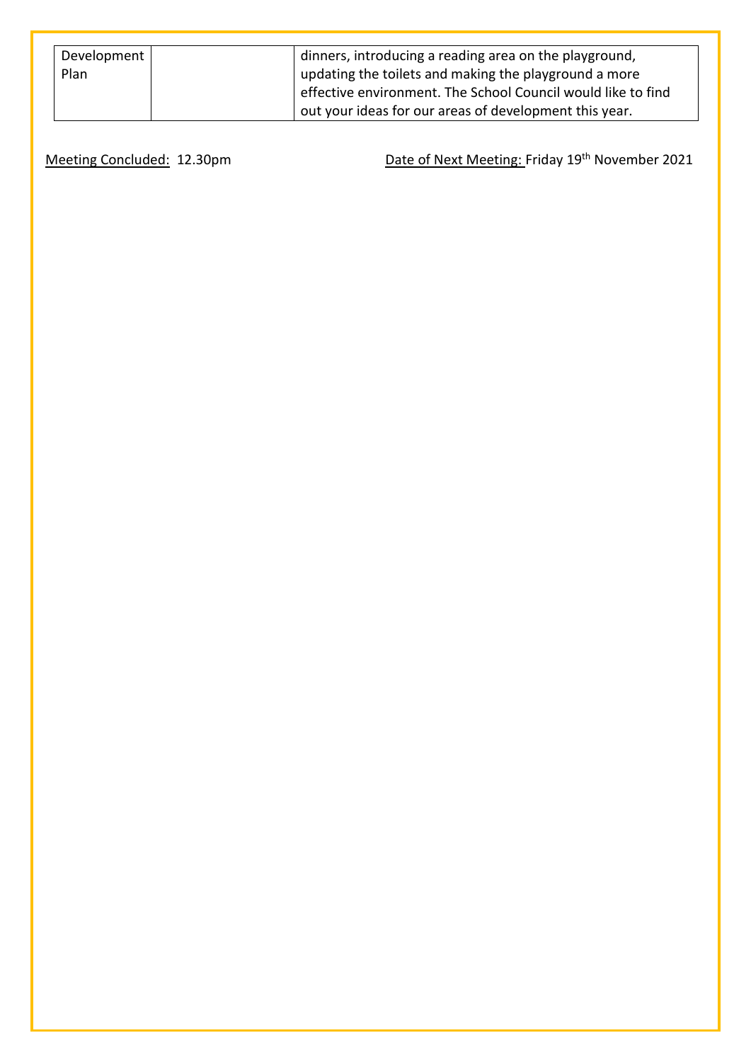| | | |
|---|---|---|
| Development Plan | | dinners, introducing a reading area on the playground, updating the toilets and making the playground a more effective environment. The School Council would like to find out your ideas for our areas of development this year. |

Meeting Concluded: 12.30pm

Date of Next Meeting: Friday 19th November 2021